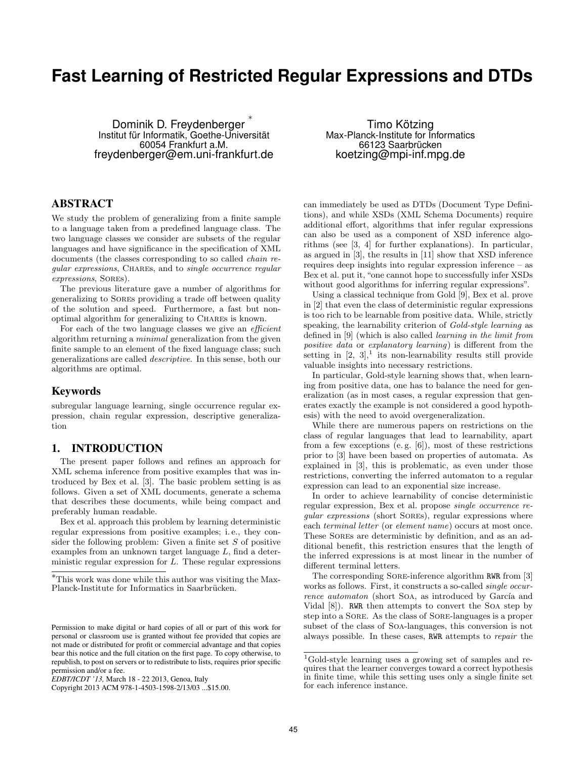# Fast Learning of Restricted Regular Expressions and DTDs

Dominik D. Freydenberger [*]
Institut für Informatik, Goethe-Universität
60054 Frankfurt a.M.
freydenberger@em.uni-frankfurt.de

Timo Kötzing
Max-Planck-Institute for Informatics
66123 Saarbrücken
koetzing@mpi-inf.mpg.de

## ABSTRACT

We study the problem of generalizing from a finite sample to a language taken from a predefined language class. The two language classes we consider are subsets of the regular languages and have significance in the specification of XML documents (the classes corresponding to so called *chain regular expressions*, CHAREs, and to *single occurrence regular expressions*, SOREs).

The previous literature gave a number of algorithms for generalizing to SOREs providing a trade off between quality of the solution and speed. Furthermore, a fast but non-optimal algorithm for generalizing to CHAREs is known.

For each of the two language classes we give an *efficient* algorithm returning a *minimal* generalization from the given finite sample to an element of the fixed language class; such generalizations are called *descriptive*. In this sense, both our algorithms are optimal.

### Keywords

subregular language learning, single occurrence regular expression, chain regular expression, descriptive generalization

## 1. INTRODUCTION

The present paper follows and refines an approach for XML schema inference from positive examples that was introduced by Bex et al. [3]. The basic problem setting is as follows. Given a set of XML documents, generate a schema that describes these documents, while being compact and preferably human readable.

Bex et al. approach this problem by learning deterministic regular expressions from positive examples; i. e., they consider the following problem: Given a finite set $S$ of positive examples from an unknown target language $L$, find a deterministic regular expression for $L$. These regular expressions can immediately be used as DTDs (Document Type Definitions), and while XSDs (XML Schema Documents) require additional effort, algorithms that infer regular expressions can also be used as a component of XSD inference algorithms (see [3, 4] for further explanations). In particular, as argued in [3], the results in [11] show that XSD inference requires deep insights into regular expression inference – as Bex et al. put it, "one cannot hope to successfully infer XSDs without good algorithms for inferring regular expressions".

Using a classical technique from Gold [9], Bex et al. prove in [2] that even the class of deterministic regular expressions is too rich to be learnable from positive data. While, strictly speaking, the learnability criterion of *Gold-style learning* as defined in [9] (which is also called *learning in the limit from positive data* or *explanatory learning*) is different from the setting in [2, 3],[1] its non-learnability results still provide valuable insights into necessary restrictions.

In particular, Gold-style learning shows that, when learning from positive data, one has to balance the need for generalization (as in most cases, a regular expression that generates exactly the example is not considered a good hypothesis) with the need to avoid overgeneralization.

While there are numerous papers on restrictions on the class of regular languages that lead to learnability, apart from a few exceptions (e. g. [6]), most of these restrictions prior to [3] have been based on properties of automata. As explained in [3], this is problematic, as even under those restrictions, converting the inferred automaton to a regular expression can lead to an exponential size increase.

In order to achieve learnability of concise deterministic regular expression, Bex et al. propose *single occurrence regular expressions* (short SOREs), regular expressions where each *terminal letter* (or *element name*) occurs at most once. These SOREs are deterministic by definition, and as an additional benefit, this restriction ensures that the length of the inferred expressions is at most linear in the number of different terminal letters.

The corresponding SORE-inference algorithm `RWR` from [3] works as follows. First, it constructs a so-called *single occurrence automaton* (short SOA, as introduced by García and Vidal [8]). `RWR` then attempts to convert the SOA step by step into a SORE. As the class of SORE-languages is a proper subset of the class of SOA-languages, this conversion is not always possible. In these cases, `RWR` attempts to *repair* the

[*] This work was done while this author was visiting the Max-Planck-Institute for Informatics in Saarbrücken.

[1] Gold-style learning uses a growing set of samples and requires that the learner converges toward a correct hypothesis in finite time, while this setting uses only a single finite set for each inference instance.

Permission to make digital or hard copies of all or part of this work for personal or classroom use is granted without fee provided that copies are not made or distributed for profit or commercial advantage and that copies bear this notice and the full citation on the first page. To copy otherwise, to republish, to post on servers or to redistribute to lists, requires prior specific permission and/or a fee.
*EDBT/ICDT '13,* March 18 - 22 2013, Genoa, Italy
Copyright 2013 ACM 978-1-4503-1598-2/13/03 ...$15.00.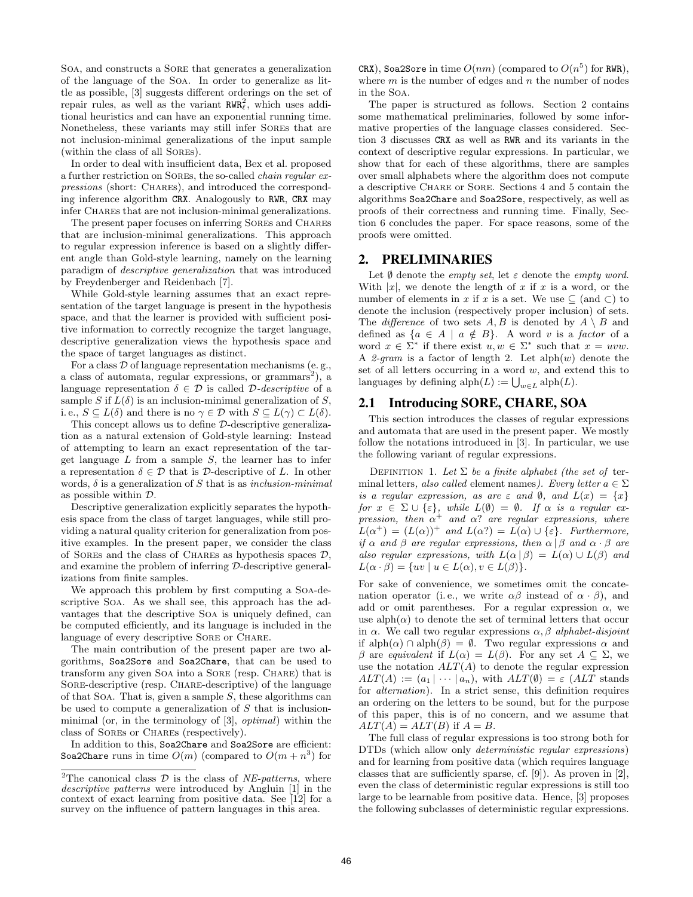SOA, and constructs a SORE that generates a generalization of the language of the SOA. In order to generalize as little as possible, [3] suggests different orderings on the set of repair rules, as well as the variant $\texttt{RWR}^2_\ell$, which uses additional heuristics and can have an exponential running time. Nonetheless, these variants may still infer SOREs that are not inclusion-minimal generalizations of the input sample (within the class of all SOREs).

In order to deal with insufficient data, Bex et al. proposed a further restriction on SOREs, the so-called *chain regular expressions* (short: CHAREs), and introduced the corresponding inference algorithm `CRX`. Analogously to `RWR`, `CRX` may infer CHAREs that are not inclusion-minimal generalizations.

The present paper focuses on inferring SOREs and CHAREs that are inclusion-minimal generalizations. This approach to regular expression inference is based on a slightly different angle than Gold-style learning, namely on the learning paradigm of *descriptive generalization* that was introduced by Freydenberger and Reidenbach [7].

While Gold-style learning assumes that an exact representation of the target language is present in the hypothesis space, and that the learner is provided with sufficient positive information to correctly recognize the target language, descriptive generalization views the hypothesis space and the space of target languages as distinct.

For a class $\mathcal{D}$ of language representation mechanisms (e. g., a class of automata, regular expressions, or grammars[2]), a language representation $\delta \in \mathcal{D}$ is called $\mathcal{D}$-*descriptive* of a sample $S$ if $L(\delta)$ is an inclusion-minimal generalization of $S$, i. e., $S \subseteq L(\delta)$ and there is no $\gamma \in \mathcal{D}$ with $S \subseteq L(\gamma) \subset L(\delta)$.

This concept allows us to define $\mathcal{D}$-descriptive generalization as a natural extension of Gold-style learning: Instead of attempting to learn an exact representation of the target language $L$ from a sample $S$, the learner has to infer a representation $\delta \in \mathcal{D}$ that is $\mathcal{D}$-descriptive of $L$. In other words, $\delta$ is a generalization of $S$ that is as *inclusion-minimal* as possible within $\mathcal{D}$.

Descriptive generalization explicitly separates the hypothesis space from the class of target languages, while still providing a natural quality criterion for generalization from positive examples. In the present paper, we consider the class of SOREs and the class of CHAREs as hypothesis spaces $\mathcal{D}$, and examine the problem of inferring $\mathcal{D}$-descriptive generalizations from finite samples.

We approach this problem by first computing a SOA-descriptive SOA. As we shall see, this approach has the advantages that the descriptive SOA is uniquely defined, can be computed efficiently, and its language is included in the language of every descriptive SORE or CHARE.

The main contribution of the present paper are two algorithms, `Soa2Sore` and `Soa2Chare`, that can be used to transform any given SOA into a SORE (resp. CHARE) that is SORE-descriptive (resp. CHARE-descriptive) of the language of that SOA. That is, given a sample $S$, these algorithms can be used to compute a generalization of $S$ that is inclusion-minimal (or, in the terminology of [3], *optimal*) within the class of SOREs or CHAREs (respectively).

In addition to this, `Soa2Chare` and `Soa2Sore` are efficient: `Soa2Chare` runs in time $O(m)$ (compared to $O(m + n^3)$ for `CRX`), `Soa2Sore` in time $O(nm)$ (compared to $O(n^5)$ for `RWR`), where $m$ is the number of edges and $n$ the number of nodes in the SOA.

The paper is structured as follows. Section 2 contains some mathematical preliminaries, followed by some informative properties of the language classes considered. Section 3 discusses `CRX` as well as `RWR` and its variants in the context of descriptive regular expressions. In particular, we show that for each of these algorithms, there are samples over small alphabets where the algorithm does not compute a descriptive CHARE or SORE. Sections 4 and 5 contain the algorithms `Soa2Chare` and `Soa2Sore`, respectively, as well as proofs of their correctness and running time. Finally, Section 6 concludes the paper. For space reasons, some of the proofs were omitted.

## 2. PRELIMINARIES

Let $\emptyset$ denote the *empty set*, let $\varepsilon$ denote the *empty word*. With $|x|$, we denote the length of $x$ if $x$ is a word, or the number of elements in $x$ if $x$ is a set. We use $\subseteq$ (and $\subset$) to denote the inclusion (respectively proper inclusion) of sets. The *difference* of two sets $A, B$ is denoted by $A \setminus B$ and defined as $\{a \in A \mid a \notin B\}$. A word $v$ is a *factor* of a word $x \in \Sigma^*$ if there exist $u, w \in \Sigma^*$ such that $x = uvw$. A *2-gram* is a factor of length 2. Let $\text{alph}(w)$ denote the set of all letters occurring in a word $w$, and extend this to languages by defining $\text{alph}(L) := \bigcup_{w \in L} \text{alph}(L)$.

### 2.1 Introducing SORE, CHARE, SOA

This section introduces the classes of regular expressions and automata that are used in the present paper. We mostly follow the notations introduced in [3]. In particular, we use the following variant of regular expressions.

DEFINITION 1. *Let $\Sigma$ be a finite alphabet (the set of* terminal letters, *also called* element names*). Every letter $a \in \Sigma$ is a regular expression, as are $\varepsilon$ and $\emptyset$, and $L(x) = \{x\}$ for $x \in \Sigma \cup \{\varepsilon\}$, while $L(\emptyset) = \emptyset$. If $\alpha$ is a regular expression, then $\alpha^+$ and $\alpha?$ are regular expressions, where $L(\alpha^+) = (L(\alpha))^+$ and $L(\alpha?) = L(\alpha) \cup \{\varepsilon\}$. Furthermore, if $\alpha$ and $\beta$ are regular expressions, then $\alpha \mid \beta$ and $\alpha \cdot \beta$ are also regular expressions, with $L(\alpha \mid \beta) = L(\alpha) \cup L(\beta)$ and $L(\alpha \cdot \beta) = \{uv \mid u \in L(\alpha), v \in L(\beta)\}$.*

For sake of convenience, we sometimes omit the concatenation operator (i. e., we write $\alpha\beta$ instead of $\alpha \cdot \beta$), and add or omit parentheses. For a regular expression $\alpha$, we use $\text{alph}(\alpha)$ to denote the set of terminal letters that occur in $\alpha$. We call two regular expressions $\alpha, \beta$ *alphabet-disjoint* if $\text{alph}(\alpha) \cap \text{alph}(\beta) = \emptyset$. Two regular expressions $\alpha$ and $\beta$ are *equivalent* if $L(\alpha) = L(\beta)$. For any set $A \subseteq \Sigma$, we use the notation $ALT(A)$ to denote the regular expression $ALT(A) := (a_1 \mid \cdots \mid a_n)$, with $ALT(\emptyset) = \varepsilon$ ($ALT$ stands for *alternation*). In a strict sense, this definition requires an ordering on the letters to be sound, but for the purpose of this paper, this is of no concern, and we assume that $ALT(A) = ALT(B)$ if $A = B$.

The full class of regular expressions is too strong both for DTDs (which allow only *deterministic regular expressions*) and for learning from positive data (which requires language classes that are sufficiently sparse, cf. [9]). As proven in [2], even the class of deterministic regular expressions is still too large to be learnable from positive data. Hence, [3] proposes the following subclasses of deterministic regular expressions.

[2]The canonical class $\mathcal{D}$ is the class of *NE-patterns*, where *descriptive patterns* were introduced by Angluin [1] in the context of exact learning from positive data. See [12] for a survey on the influence of pattern languages in this area.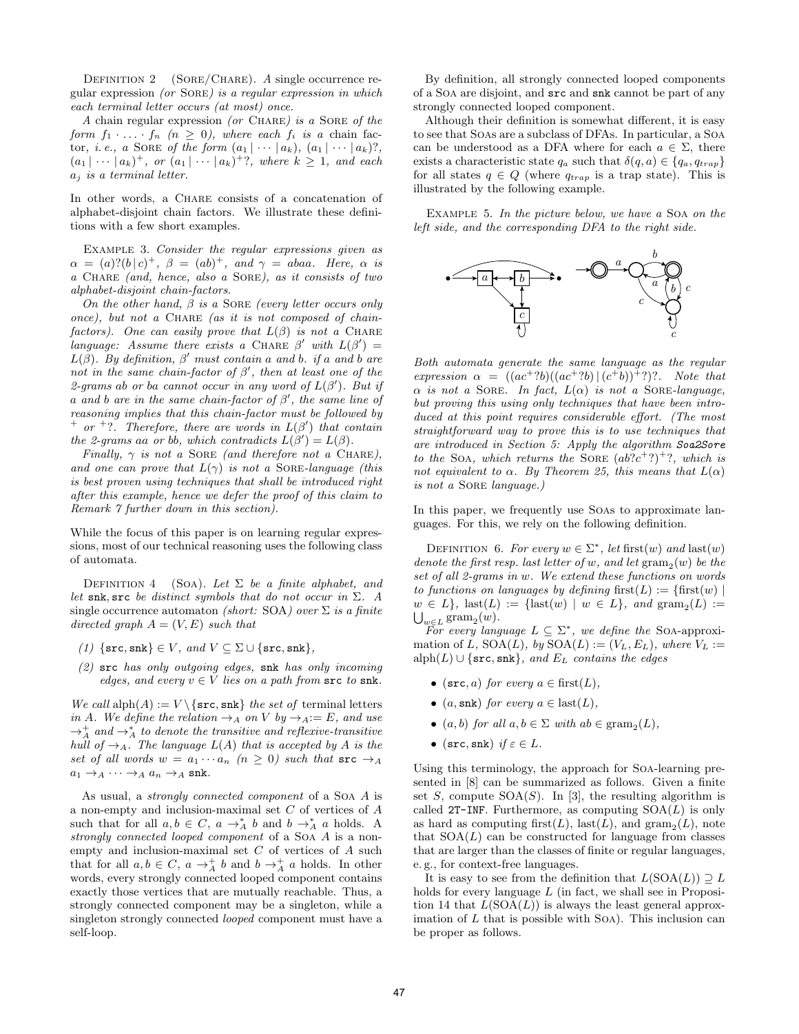Definition 2 (Sore/Chare). *A single occurrence regular expression (or* Sore*) is a regular expression in which each terminal letter occurs (at most) once.*

*A* chain regular expression *(or* Chare*) is a* Sore *of the form $f_1 \cdot \ldots \cdot f_n$ ($n \geq 0$), where each $f_i$ is a* chain factor*, i. e., a* Sore *of the form $(a_1 \mid \cdots \mid a_k)$, $(a_1 \mid \cdots \mid a_k)?$, $(a_1 \mid \cdots \mid a_k)^+$, or $(a_1 \mid \cdots \mid a_k)^+?$, where $k \geq 1$, and each $a_j$ is a terminal letter.*

In other words, a Chare consists of a concatenation of alphabet-disjoint chain factors. We illustrate these definitions with a few short examples.

Example 3. *Consider the regular expressions given as $\alpha = (a)?(b \mid c)^+$, $\beta = (ab)^+$, and $\gamma = abaa$. Here, $\alpha$ is a* Chare *(and, hence, also a* Sore*), as it consists of two alphabet-disjoint chain-factors.*

*On the other hand, $\beta$ is a* Sore *(every letter occurs only once), but not a* Chare *(as it is not composed of chain-factors). One can easily prove that $L(\beta)$ is not a* Chare *language: Assume there exists a* Chare *$\beta'$ with $L(\beta') = L(\beta)$. By definition, $\beta'$ must contain a and b. if a and b are not in the same chain-factor of $\beta'$, then at least one of the 2-grams ab or ba cannot occur in any word of $L(\beta')$. But if a and b are in the same chain-factor of $\beta'$, the same line of reasoning implies that this chain-factor must be followed by $^+$ or $^+?$. Therefore, there are words in $L(\beta')$ that contain the 2-grams aa or bb, which contradicts $L(\beta') = L(\beta)$.*

*Finally, $\gamma$ is not a* Sore *(and therefore not a* Chare*), and one can prove that $L(\gamma)$ is not a* Sore*-language (this is best proven using techniques that shall be introduced right after this example, hence we defer the proof of this claim to Remark 7 further down in this section).*

While the focus of this paper is on learning regular expressions, most of our technical reasoning uses the following class of automata.

Definition 4 (Soa). *Let $\Sigma$ be a finite alphabet, and let* snk, src *be distinct symbols that do not occur in $\Sigma$. A* single occurrence automaton *(short:* SOA*) over $\Sigma$ is a finite directed graph $A = (V, E)$ such that*

*(1) $\{\texttt{src}, \texttt{snk}\} \in V$, and $V \subseteq \Sigma \cup \{\texttt{src}, \texttt{snk}\}$,*

*(2)* src *has only outgoing edges,* snk *has only incoming edges, and every $v \in V$ lies on a path from* src *to* snk*.*

*We call $\text{alph}(A) := V \setminus \{\texttt{src}, \texttt{snk}\}$ the set of* terminal letters *in A. We define the relation $\rightarrow_A$ on V by $\rightarrow_A := E$, and use $\rightarrow_A^+$ and $\rightarrow_A^*$ to denote the transitive and reflexive-transitive hull of $\rightarrow_A$. The language $L(A)$ that is accepted by A is the set of all words $w = a_1 \cdots a_n$ ($n \geq 0$) such that $\texttt{src} \rightarrow_A a_1 \rightarrow_A \cdots \rightarrow_A a_n \rightarrow_A \texttt{snk}$.*

As usual, a *strongly connected component* of a Soa $A$ is a non-empty and inclusion-maximal set $C$ of vertices of $A$ such that for all $a, b \in C$, $a \rightarrow_A^* b$ and $b \rightarrow_A^* a$ holds. A *strongly connected looped component* of a Soa $A$ is a non-empty and inclusion-maximal set $C$ of vertices of $A$ such that for all $a, b \in C$, $a \rightarrow_A^+ b$ and $b \rightarrow_A^+ a$ holds. In other words, every strongly connected looped component contains exactly those vertices that are mutually reachable. Thus, a strongly connected component may be a singleton, while a singleton strongly connected *looped* component must have a self-loop.

By definition, all strongly connected looped components of a Soa are disjoint, and src and snk cannot be part of any strongly connected looped component.

Although their definition is somewhat different, it is easy to see that Soas are a subclass of DFAs. In particular, a Soa can be understood as a DFA where for each $a \in \Sigma$, there exists a characteristic state $q_a$ such that $\delta(q, a) \in \{q_a, q_{trap}\}$ for all states $q \in Q$ (where $q_{trap}$ is a trap state). This is illustrated by the following example.

Example 5. *In the picture below, we have a* Soa *on the left side, and the corresponding DFA to the right side.*

*Both automata generate the same language as the regular expression $\alpha = ((ac^+?b)((ac^+?b) \mid (c^+b))^+?)?$. Note that $\alpha$ is not a* Sore*. In fact, $L(\alpha)$ is not a* Sore*-language, but proving this using only techniques that have been introduced at this point requires considerable effort. (The most straightforward way to prove this is to use techniques that are introduced in Section 5: Apply the algorithm **Soa2Sore** to the* Soa*, which returns the* Sore *$(ab?c^+?)^+?$, which is not equivalent to $\alpha$. By Theorem 25, this means that $L(\alpha)$ is not a* Sore *language.)*

In this paper, we frequently use Soas to approximate languages. For this, we rely on the following definition.

Definition 6. *For every $w \in \Sigma^*$, let $\text{first}(w)$ and $\text{last}(w)$ denote the first resp. last letter of w, and let $\text{gram}_2(w)$ be the set of all 2-grams in w. We extend these functions on words to functions on languages by defining $\text{first}(L) := \{\text{first}(w) \mid w \in L\}$, $\text{last}(L) := \{\text{last}(w) \mid w \in L\}$, and $\text{gram}_2(L) := \bigcup_{w \in L} \text{gram}_2(w)$.*

*For every language $L \subseteq \Sigma^*$, we define the* Soa-approximation *of L, $\text{SOA}(L)$, by $\text{SOA}(L) := (V_L, E_L)$, where $V_L := \text{alph}(L) \cup \{\texttt{src}, \texttt{snk}\}$, and $E_L$ contains the edges*

- *$(\texttt{src}, a)$ for every $a \in \text{first}(L)$,*
- *$(a, \texttt{snk})$ for every $a \in \text{last}(L)$,*
- *$(a, b)$ for all $a, b \in \Sigma$ with $ab \in \text{gram}_2(L)$,*
- *$(\texttt{src}, \texttt{snk})$ if $\varepsilon \in L$.*

Using this terminology, the approach for Soa-learning presented in [8] can be summarized as follows. Given a finite set $S$, compute $\text{SOA}(S)$. In [3], the resulting algorithm is called `2T-INF`. Furthermore, as computing $\text{SOA}(L)$ is only as hard as computing $\text{first}(L)$, $\text{last}(L)$, and $\text{gram}_2(L)$, note that $\text{SOA}(L)$ can be constructed for language from classes that are larger than the classes of finite or regular languages, e. g., for context-free languages.

It is easy to see from the definition that $L(\text{SOA}(L)) \supseteq L$ holds for every language $L$ (in fact, we shall see in Proposition 14 that $L(\text{SOA}(L))$ is always the least general approximation of $L$ that is possible with Soa). This inclusion can be proper as follows.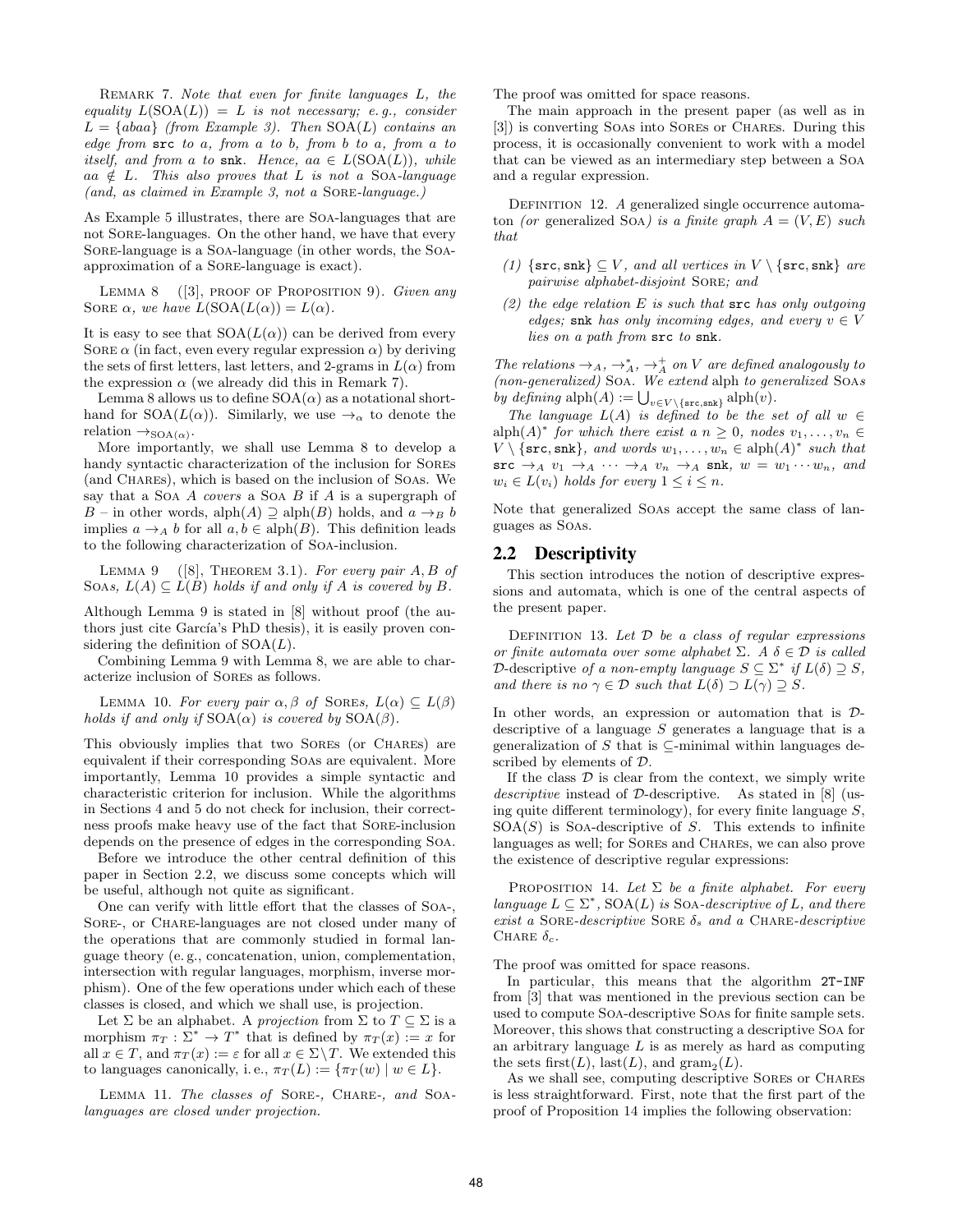Remark 7. *Note that even for finite languages $L$, the equality $L(\text{SOA}(L)) = L$ is not necessary; e. g., consider $L = \{abaa\}$ (from Example 3). Then $\text{SOA}(L)$ contains an edge from* `src` *to $a$, from $a$ to $b$, from $b$ to $a$, from $a$ to itself, and from $a$ to* `snk`*. Hence, $aa \in L(\text{SOA}(L))$, while $aa \notin L$. This also proves that $L$ is not a* Soa*-language (and, as claimed in Example 3, not a* Sore*-language.)*

As Example 5 illustrates, there are Soa-languages that are not Sore-languages. On the other hand, we have that every Sore-language is a Soa-language (in other words, the Soa-approximation of a Sore-language is exact).

Lemma 8 ([3], proof of Proposition 9). *Given any* Sore *$\alpha$, we have $L(\text{SOA}(L(\alpha)) = L(\alpha)$.*

It is easy to see that $\text{SOA}(L(\alpha))$ can be derived from every Sore $\alpha$ (in fact, even every regular expression $\alpha$) by deriving the sets of first letters, last letters, and 2-grams in $L(\alpha)$ from the expression $\alpha$ (we already did this in Remark 7).

Lemma 8 allows us to define $\text{SOA}(\alpha)$ as a notational shorthand for $\text{SOA}(L(\alpha))$. Similarly, we use $\rightarrow_\alpha$ to denote the relation $\rightarrow_{\text{SOA}(\alpha)}$.

More importantly, we shall use Lemma 8 to develop a handy syntactic characterization of the inclusion for Sores (and Chares), which is based on the inclusion of Soas. We say that a Soa $A$ *covers* a Soa $B$ if $A$ is a supergraph of $B$ – in other words, $\text{alph}(A) \supseteq \text{alph}(B)$ holds, and $a \rightarrow_B b$ implies $a \rightarrow_A b$ for all $a, b \in \text{alph}(B)$. This definition leads to the following characterization of Soa-inclusion.

Lemma 9 ([8], Theorem 3.1). *For every pair $A, B$ of* Soas*, $L(A) \subseteq L(B)$ holds if and only if $A$ is covered by $B$.*

Although Lemma 9 is stated in [8] without proof (the authors just cite García's PhD thesis), it is easily proven considering the definition of $\text{SOA}(L)$.

Combining Lemma 9 with Lemma 8, we are able to characterize inclusion of Sores as follows.

Lemma 10. *For every pair $\alpha, \beta$ of* Sores*, $L(\alpha) \subseteq L(\beta)$ holds if and only if $\text{SOA}(\alpha)$ is covered by $\text{SOA}(\beta)$.*

This obviously implies that two Sores (or Chares) are equivalent if their corresponding Soas are equivalent. More importantly, Lemma 10 provides a simple syntactic and characteristic criterion for inclusion. While the algorithms in Sections 4 and 5 do not check for inclusion, their correctness proofs make heavy use of the fact that Sore-inclusion depends on the presence of edges in the corresponding Soa.

Before we introduce the other central definition of this paper in Section 2.2, we discuss some concepts which will be useful, although not quite as significant.

One can verify with little effort that the classes of Soa-, Sore-, or Chare-languages are not closed under many of the operations that are commonly studied in formal language theory (e. g., concatenation, union, complementation, intersection with regular languages, morphism, inverse morphism). One of the few operations under which each of these classes is closed, and which we shall use, is projection.

Let $\Sigma$ be an alphabet. A *projection* from $\Sigma$ to $T \subseteq \Sigma$ is a morphism $\pi_T : \Sigma^* \rightarrow T^*$ that is defined by $\pi_T(x) := x$ for all $x \in T$, and $\pi_T(x) := \varepsilon$ for all $x \in \Sigma \setminus T$. We extended this to languages canonically, i. e., $\pi_T(L) := \{\pi_T(w) \mid w \in L\}$.

Lemma 11. *The classes of* Sore-*,* Chare-*, and* Soa-*languages are closed under projection.*

The proof was omitted for space reasons.

The main approach in the present paper (as well as in [3]) is converting Soas into Sores or Chares. During this process, it is occasionally convenient to work with a model that can be viewed as an intermediary step between a Soa and a regular expression.

Definition 12. *A* generalized single occurrence automaton *(or* generalized Soa*) is a finite graph $A = (V, E)$ such that*

1. *$\{\texttt{src}, \texttt{snk}\} \subseteq V$, and all vertices in $V \setminus \{\texttt{src}, \texttt{snk}\}$ are pairwise alphabet-disjoint* Sore*; and*
2. *the edge relation $E$ is such that* `src` *has only outgoing edges;* `snk` *has only incoming edges, and every $v \in V$ lies on a path from* `src` *to* `snk`*.*

*The relations $\rightarrow_A$, $\rightarrow_A^*$, $\rightarrow_A^+$ on $V$ are defined analogously to (non-generalized)* Soa*. We extend* alph *to generalized* Soas *by defining $\text{alph}(A) := \bigcup_{v \in V \setminus \{\texttt{src},\texttt{snk}\}} \text{alph}(v)$.*

*The language $L(A)$ is defined to be the set of all $w \in \text{alph}(A)^*$ for which there exist a $n \geq 0$, nodes $v_1, \ldots, v_n \in V \setminus \{\texttt{src}, \texttt{snk}\}$, and words $w_1, \ldots, w_n \in \text{alph}(A)^*$ such that $\texttt{src} \rightarrow_A v_1 \rightarrow_A \cdots \rightarrow_A v_n \rightarrow_A \texttt{snk}$, $w = w_1 \cdots w_n$, and $w_i \in L(v_i)$ holds for every $1 \leq i \leq n$.*

Note that generalized Soas accept the same class of languages as Soas.

## 2.2 Descriptivity

This section introduces the notion of descriptive expressions and automata, which is one of the central aspects of the present paper.

Definition 13. *Let $\mathcal{D}$ be a class of regular expressions or finite automata over some alphabet $\Sigma$. A $\delta \in \mathcal{D}$ is called* $\mathcal{D}$-descriptive *of a non-empty language $S \subseteq \Sigma^*$ if $L(\delta) \supseteq S$, and there is no $\gamma \in \mathcal{D}$ such that $L(\delta) \supset L(\gamma) \supseteq S$.*

In other words, an expression or automation that is $\mathcal{D}$-descriptive of a language $S$ generates a language that is a generalization of $S$ that is $\subseteq$-minimal within languages described by elements of $\mathcal{D}$.

If the class $\mathcal{D}$ is clear from the context, we simply write *descriptive* instead of $\mathcal{D}$-descriptive. As stated in [8] (using quite different terminology), for every finite language $S$, $\text{SOA}(S)$ is Soa-descriptive of $S$. This extends to infinite languages as well; for Sores and Chares, we can also prove the existence of descriptive regular expressions:

Proposition 14. *Let $\Sigma$ be a finite alphabet. For every language $L \subseteq \Sigma^*$, $\text{SOA}(L)$ is* Soa*-descriptive of $L$, and there exist a* Sore*-descriptive* Sore *$\delta_s$ and a* Chare*-descriptive* Chare *$\delta_c$.*

The proof was omitted for space reasons.

In particular, this means that the algorithm `2T-INF` from [3] that was mentioned in the previous section can be used to compute Soa-descriptive Soas for finite sample sets. Moreover, this shows that constructing a descriptive Soa for an arbitrary language $L$ is as merely as hard as computing the sets $\text{first}(L)$, $\text{last}(L)$, and $\text{gram}_2(L)$.

As we shall see, computing descriptive Sores or Chares is less straightforward. First, note that the first part of the proof of Proposition 14 implies the following observation: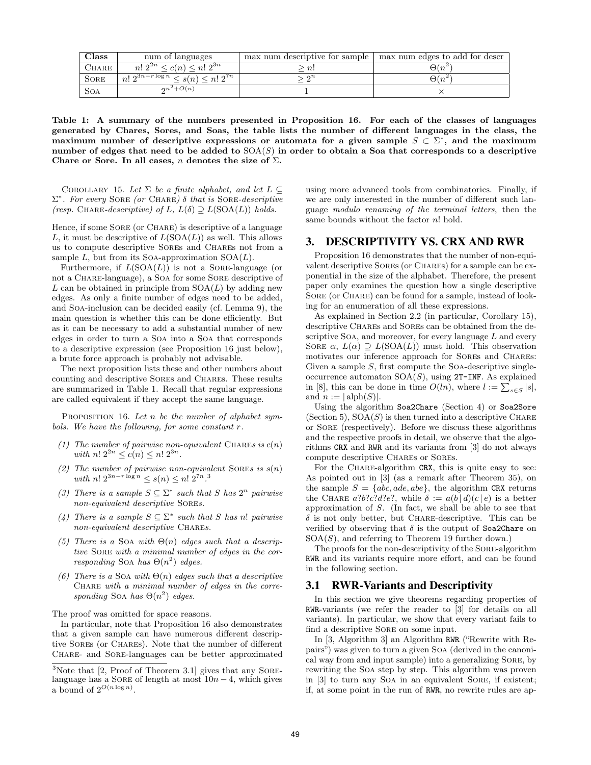| Class | num of languages | max num descriptive for sample | max num edges to add for descr |
|---|---|---|---|
| Chare | $n!\,2^{2n} \leq c(n) \leq n!\,2^{3n}$ | $\geq n!$ | $\Theta(n^2)$ |
| Sore | $n!\,2^{3n-r\log n} \leq s(n) \leq n!\,2^{7n}$ | $\geq 2^n$ | $\Theta(n^2)$ |
| Soa | $2^{n^2+O(n)}$ | 1 | $\times$ |

**Table 1: A summary of the numbers presented in Proposition 16. For each of the classes of languages generated by Chares, Sores, and Soas, the table lists the number of different languages in the class, the maximum number of descriptive expressions or automata for a given sample $S \subset \Sigma^*$, and the maximum number of edges that need to be added to $\mathrm{SOA}(S)$ in order to obtain a Soa that corresponds to a descriptive Chare or Sore. In all cases, $n$ denotes the size of $\Sigma$.**

Corollary 15. *Let $\Sigma$ be a finite alphabet, and let $L \subseteq \Sigma^*$. For every* Sore *(or* Chare*) $\delta$ that is* Sore*-descriptive (resp.* Chare*-descriptive) of $L$, $L(\delta) \supseteq L(\mathrm{SOA}(L))$ holds.*

Hence, if some Sore (or Chare) is descriptive of a language $L$, it must be descriptive of $L(\mathrm{SOA}(L))$ as well. This allows us to compute descriptive Sores and Chares not from a sample $L$, but from its Soa-approximation $\mathrm{SOA}(L)$.

Furthermore, if $L(\mathrm{SOA}(L))$ is not a Sore-language (or not a Chare-language), a Soa for some Sore descriptive of $L$ can be obtained in principle from $\mathrm{SOA}(L)$ by adding new edges. As only a finite number of edges need to be added, and Soa-inclusion can be decided easily (cf. Lemma 9), the main question is whether this can be done efficiently. But as it can be necessary to add a substantial number of new edges in order to turn a Soa into a Soa that corresponds to a descriptive expression (see Proposition 16 just below), a brute force approach is probably not advisable.

The next proposition lists these and other numbers about counting and descriptive Sores and Chares. These results are summarized in Table 1. Recall that regular expressions are called equivalent if they accept the same language.

Proposition 16. *Let $n$ be the number of alphabet symbols. We have the following, for some constant $r$.*

1. *The number of pairwise non-equivalent* Chares *is $c(n)$ with $n!\,2^{2n} \leq c(n) \leq n!\,2^{3n}$.*
2. *The number of pairwise non-equivalent* Sores *is $s(n)$ with $n!\,2^{3n-r\log n} \leq s(n) \leq n!\,2^{7n}$.*[3]
3. *There is a sample $S \subseteq \Sigma^*$ such that $S$ has $2^n$ pairwise non-equivalent descriptive* Sores*.*
4. *There is a sample $S \subseteq \Sigma^*$ such that $S$ has $n!$ pairwise non-equivalent descriptive* Chares*.*
5. *There is a* Soa *with $\Theta(n)$ edges such that a descriptive* Sore *with a minimal number of edges in the corresponding* Soa *has $\Theta(n^2)$ edges.*
6. *There is a* Soa *with $\Theta(n)$ edges such that a descriptive* Chare *with a minimal number of edges in the corresponding* Soa *has $\Theta(n^2)$ edges.*

The proof was omitted for space reasons.

In particular, note that Proposition 16 also demonstrates that a given sample can have numerous different descriptive Sores (or Chares). Note that the number of different Chare- and Sore-languages can be better approximated using more advanced tools from combinatorics. Finally, if we are only interested in the number of different such language *modulo renaming of the terminal letters*, then the same bounds without the factor $n!$ hold.

[3]Note that [2, Proof of Theorem 3.1] gives that any Sore-language has a Sore of length at most $10n-4$, which gives a bound of $2^{O(n\log n)}$.

## 3. DESCRIPTIVITY VS. CRX AND RWR

Proposition 16 demonstrates that the number of non-equivalent descriptive Sores (or Chares) for a sample can be exponential in the size of the alphabet. Therefore, the present paper only examines the question how a single descriptive Sore (or Chare) can be found for a sample, instead of looking for an enumeration of all these expressions.

As explained in Section 2.2 (in particular, Corollary 15), descriptive Chares and Sores can be obtained from the descriptive Soa, and moreover, for every language $L$ and every Sore $\alpha$, $L(\alpha) \supseteq L(\mathrm{SOA}(L))$ must hold. This observation motivates our inference approach for Sores and Chares: Given a sample $S$, first compute the Soa-descriptive single-occurrence automaton $\mathrm{SOA}(S)$, using `2T-INF`. As explained in [8], this can be done in time $O(ln)$, where $l := \sum_{s\in S}|s|$, and $n := |\,\mathrm{alph}(S)|$.

Using the algorithm `Soa2Chare` (Section 4) or `Soa2Sore` (Section 5), $\mathrm{SOA}(S)$ is then turned into a descriptive Chare or Sore (respectively). Before we discuss these algorithms and the respective proofs in detail, we observe that the algorithms `CRX` and `RWR` and its variants from [3] do not always compute descriptive Chares or Sores.

For the Chare-algorithm `CRX`, this is quite easy to see: As pointed out in [3] (as a remark after Theorem 35), on the sample $S = \{abc, ade, abe\}$, the algorithm `CRX` returns the Chare $a?b?c?d?e?$, while $\delta := a(b\,|\,d)(c\,|\,e)$ is a better approximation of $S$. (In fact, we shall be able to see that $\delta$ is not only better, but Chare-descriptive. This can be verified by observing that $\delta$ is the output of `Soa2Chare` on $\mathrm{SOA}(S)$, and referring to Theorem 19 further down.)

The proofs for the non-descriptivity of the Sore-algorithm `RWR` and its variants require more effort, and can be found in the following section.

### 3.1 RWR-Variants and Descriptivity

In this section we give theorems regarding properties of `RWR`-variants (we refer the reader to [3] for details on all variants). In particular, we show that every variant fails to find a descriptive Sore on some input.

In [3, Algorithm 3] an Algorithm `RWR` ("Rewrite with Repairs") was given to turn a given Soa (derived in the canonical way from and input sample) into a generalizing Sore, by rewriting the Soa step by step. This algorithm was proven in [3] to turn any Soa in an equivalent Sore, if existent; if, at some point in the run of `RWR`, no rewrite rules are ap-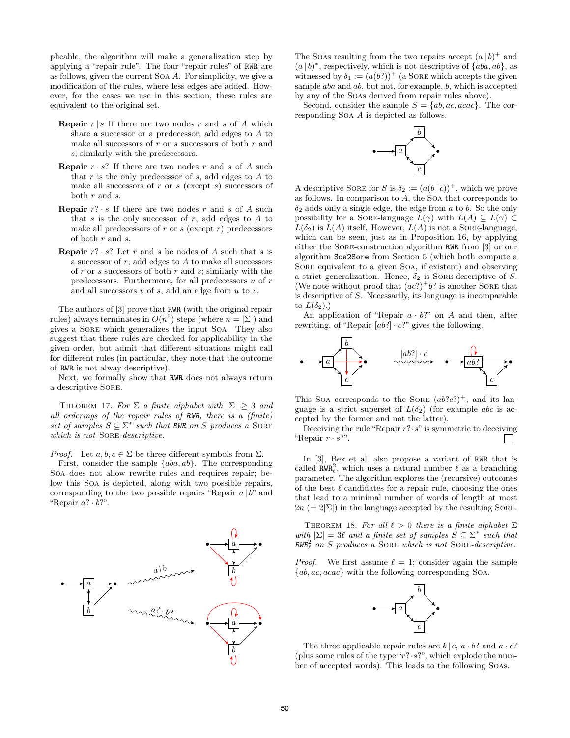plicable, the algorithm will make a generalization step by applying a "repair rule". The four "repair rules" of `RWR` are as follows, given the current SOA $A$. For simplicity, we give a modification of the rules, where less edges are added. However, for the cases we use in this section, these rules are equivalent to the original set.

- **Repair** $r \mid s$ If there are two nodes $r$ and $s$ of $A$ which share a successor or a predecessor, add edges to $A$ to make all successors of $r$ or $s$ successors of both $r$ and $s$; similarly with the predecessors.
- **Repair** $r \cdot s?$ If there are two nodes $r$ and $s$ of $A$ such that $r$ is the only predecessor of $s$, add edges to $A$ to make all successors of $r$ or $s$ (except $s$) successors of both $r$ and $s$.
- **Repair** $r? \cdot s$ If there are two nodes $r$ and $s$ of $A$ such that $s$ is the only successor of $r$, add edges to $A$ to make all predecessors of $r$ or $s$ (except $r$) predecessors of both $r$ and $s$.
- **Repair** $r? \cdot s?$ Let $r$ and $s$ be nodes of $A$ such that $s$ is a successor of $r$; add edges to $A$ to make all successors of $r$ or $s$ successors of both $r$ and $s$; similarly with the predecessors. Furthermore, for all predecessors $u$ of $r$ and all successors $v$ of $s$, add an edge from $u$ to $v$.

The authors of [3] prove that `RWR` (with the original repair rules) always terminates in $O(n^5)$ steps (where $n = |\Sigma|$) and gives a SORE which generalizes the input SOA. They also suggest that these rules are checked for applicability in the given order, but admit that different situations might call for different rules (in particular, they note that the outcome of `RWR` is not alway descriptive).

Next, we formally show that `RWR` does not always return a descriptive SORE.

THEOREM 17. *For $\Sigma$ a finite alphabet with $|\Sigma| \geq 3$ and all orderings of the repair rules of `RWR`, there is a (finite) set of samples $S \subseteq \Sigma^*$ such that `RWR` on $S$ produces a SORE which is not SORE-descriptive.*

*Proof.* Let $a, b, c \in \Sigma$ be three different symbols from $\Sigma$.

First, consider the sample $\{aba, ab\}$. The corresponding SOA does not allow rewrite rules and requires repair; below this SOA is depicted, along with two possible repairs, corresponding to the two possible repairs "Repair $a \mid b$" and "Repair $a? \cdot b?$".

The SOAs resulting from the two repairs accept $(a \mid b)^+$ and $(a \mid b)^*$, respectively, which is not descriptive of $\{aba, ab\}$, as witnessed by $\delta_1 := (a(b?))^+$ (a SORE which accepts the given sample $aba$ and $ab$, but not, for example, $b$, which is accepted by any of the SOAs derived from repair rules above).

Second, consider the sample $S = \{ab, ac, acac\}$. The corresponding SOA $A$ is depicted as follows.

A descriptive SORE for $S$ is $\delta_2 := (a(b \mid c))^+$, which we prove as follows. In comparison to $A$, the SOA that corresponds to $\delta_2$ adds only a single edge, the edge from $a$ to $b$. So the only possibility for a SORE-language $L(\gamma)$ with $L(A) \subseteq L(\gamma) \subset L(\delta_2)$ is $L(A)$ itself. However, $L(A)$ is not a SORE-language, which can be seen, just as in Proposition 16, by applying either the SORE-construction algorithm `RWR` from [3] or our algorithm `Soa2Sore` from Section 5 (which both compute a SORE equivalent to a given SOA, if existent) and observing a strict generalization. Hence, $\delta_2$ is SORE-descriptive of $S$. (We note without proof that $(ac?)^+b?$ is another SORE that is descriptive of $S$. Necessarily, its language is incomparable to $L(\delta_2)$.)

An application of "Repair $a \cdot b?$" on $A$ and then, after rewriting, of "Repair $[ab?] \cdot c?$" gives the following.

This SOA corresponds to the SORE $(ab?c?)^+$, and its language is a strict superset of $L(\delta_2)$ (for example $abc$ is accepted by the former and not the latter).

Deceiving the rule "Repair $r? \cdot s$" is symmetric to deceiving "Repair $r \cdot s?$". $\square$

In [3], Bex et al. also propose a variant of `RWR` that is called $\texttt{RWR}^2_\ell$, which uses a natural number $\ell$ as a branching parameter. The algorithm explores the (recursive) outcomes of the best $\ell$ candidates for a repair rule, choosing the ones that lead to a minimal number of words of length at most $2n$ $(= 2|\Sigma|)$ in the language accepted by the resulting SORE.

THEOREM 18. *For all $\ell > 0$ there is a finite alphabet $\Sigma$ with $|\Sigma| = 3\ell$ and a finite set of samples $S \subseteq \Sigma^*$ such that $\texttt{RWR}^2_\ell$ on $S$ produces a SORE which is not SORE-descriptive.*

*Proof.* We first assume $\ell = 1$; consider again the sample $\{ab, ac, acac\}$ with the following corresponding SOA.

The three applicable repair rules are $b \mid c$, $a \cdot b?$ and $a \cdot c?$ (plus some rules of the type "$r? \cdot s?$", which explode the number of accepted words). This leads to the following SOAs.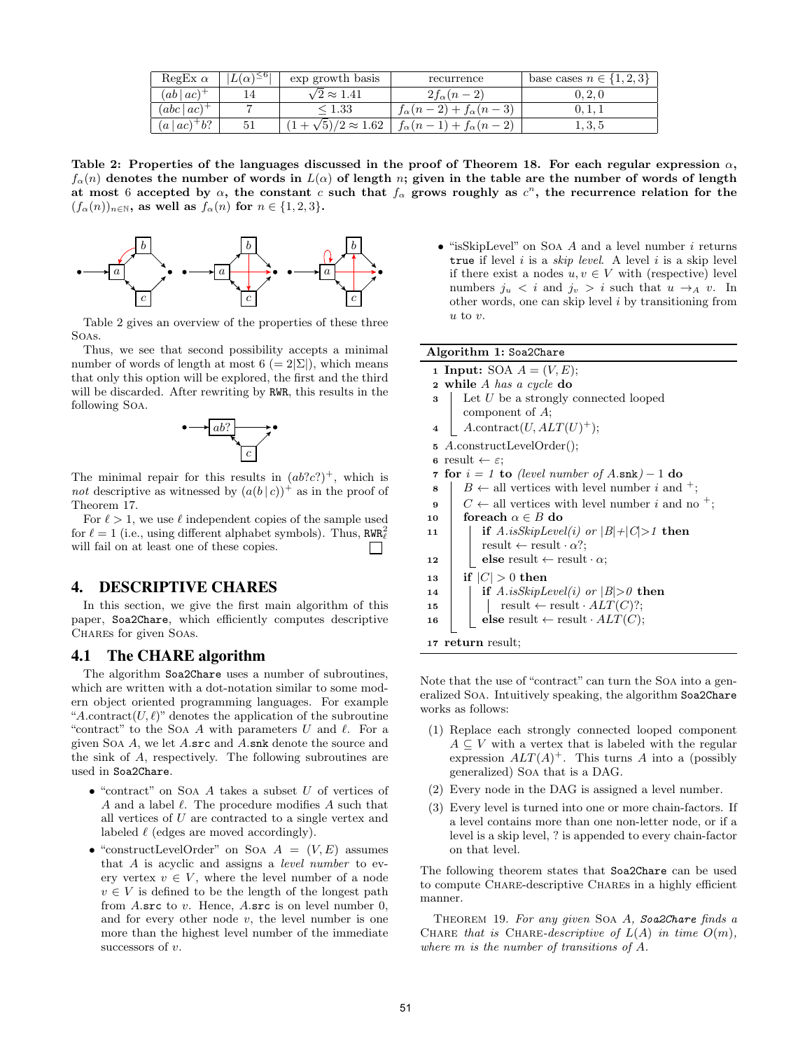| RegEx $\alpha$ | $\lvert L(\alpha)^{\leq 6}\rvert$ | exp growth basis | recurrence | base cases $n \in \{1,2,3\}$ |
|---|---|---|---|---|
| $(ab \mid ac)^+$ | 14 | $\sqrt{2} \approx 1.41$ | $2f_\alpha(n-2)$ | $0, 2, 0$ |
| $(abc \mid ac)^+$ | 7 | $\leq 1.33$ | $f_\alpha(n-2) + f_\alpha(n-3)$ | $0, 1, 1$ |
| $(a \mid ac)^+b?$ | 51 | $(1+\sqrt{5})/2 \approx 1.62$ | $f_\alpha(n-1) + f_\alpha(n-2)$ | $1, 3, 5$ |

**Table 2: Properties of the languages discussed in the proof of Theorem 18. For each regular expression $\alpha$, $f_\alpha(n)$ denotes the number of words in $L(\alpha)$ of length $n$; given in the table are the number of words of length at most 6 accepted by $\alpha$, the constant $c$ such that $f_\alpha$ grows roughly as $c^n$, the recurrence relation for the $(f_\alpha(n))_{n\in\mathbb{N}}$, as well as $f_\alpha(n)$ for $n \in \{1,2,3\}$.**

Table 2 gives an overview of the properties of these three Soas.

Thus, we see that second possibility accepts a minimal number of words of length at most 6 ($= 2|\Sigma|$), which means that only this option will be explored, the first and the third will be discarded. After rewriting by RWR, this results in the following Soa.

The minimal repair for this results in $(ab?c?)^+$, which is *not* descriptive as witnessed by $(a(b \mid c))^+$ as in the proof of Theorem 17.

For $\ell > 1$, we use $\ell$ independent copies of the sample used for $\ell = 1$ (i.e., using different alphabet symbols). Thus, $\mathtt{RWR}^2_\ell$ will fail on at least one of these copies. □

## 4. DESCRIPTIVE CHARES

In this section, we give the first main algorithm of this paper, `Soa2Chare`, which efficiently computes descriptive Chares for given Soas.

### 4.1 The CHARE algorithm

The algorithm `Soa2Chare` uses a number of subroutines, which are written with a dot-notation similar to some modern object oriented programming languages. For example "$A$.contract($U, \ell$)" denotes the application of the subroutine "contract" to the Soa $A$ with parameters $U$ and $\ell$. For a given Soa $A$, we let $A$.`src` and $A$.`snk` denote the source and the sink of $A$, respectively. The following subroutines are used in `Soa2Chare`.

- "contract" on Soa $A$ takes a subset $U$ of vertices of $A$ and a label $\ell$. The procedure modifies $A$ such that all vertices of $U$ are contracted to a single vertex and labeled $\ell$ (edges are moved accordingly).
- "constructLevelOrder" on Soa $A = (V, E)$ assumes that $A$ is acyclic and assigns a *level number* to every vertex $v \in V$, where the level number of a node $v \in V$ is defined to be the length of the longest path from $A$.`src` to $v$. Hence, $A$.`src` is on level number 0, and for every other node $v$, the level number is one more than the highest level number of the immediate successors of $v$.
- "isSkipLevel" on Soa $A$ and a level number $i$ returns `true` if level $i$ is a *skip level*. A level $i$ is a skip level if there exist a nodes $u, v \in V$ with (respective) level numbers $j_u < i$ and $j_v > i$ such that $u \to_A v$. In other words, one can skip level $i$ by transitioning from $u$ to $v$.

**Algorithm 1:** `Soa2Chare`

```
1  Input: SOA A = (V, E);
2  while A has a cycle do
3      Let U be a strongly connected looped
       component of A;
4      A.contract(U, ALT(U)^+);
5  A.constructLevelOrder();
6  result ← ε;
7  for i = 1 to (level number of A.snk) − 1 do
8      B ← all vertices with level number i and +;
9      C ← all vertices with level number i and no +;
10     foreach α ∈ B do
11         if A.isSkipLevel(i) or |B|+|C|>1 then
               result ← result · α?;
12         else result ← result · α;
13     if |C| > 0 then
14         if A.isSkipLevel(i) or |B|>0 then
15             result ← result · ALT(C)?;
16         else result ← result · ALT(C);
17 return result;
```

Note that the use of "contract" can turn the Soa into a generalized Soa. Intuitively speaking, the algorithm `Soa2Chare` works as follows:

1. Replace each strongly connected looped component $A \subseteq V$ with a vertex that is labeled with the regular expression $ALT(A)^+$. This turns $A$ into a (possibly generalized) Soa that is a DAG.
2. Every node in the DAG is assigned a level number.
3. Every level is turned into one or more chain-factors. If a level contains more than one non-letter node, or if a level is a skip level, ? is appended to every chain-factor on that level.

The following theorem states that `Soa2Chare` can be used to compute Chare-descriptive Chares in a highly efficient manner.

Theorem 19. *For any given* Soa *$A$,* `Soa2Chare` *finds a* Chare *that is* Chare*-descriptive of $L(A)$ in time $O(m)$, where $m$ is the number of transitions of $A$.*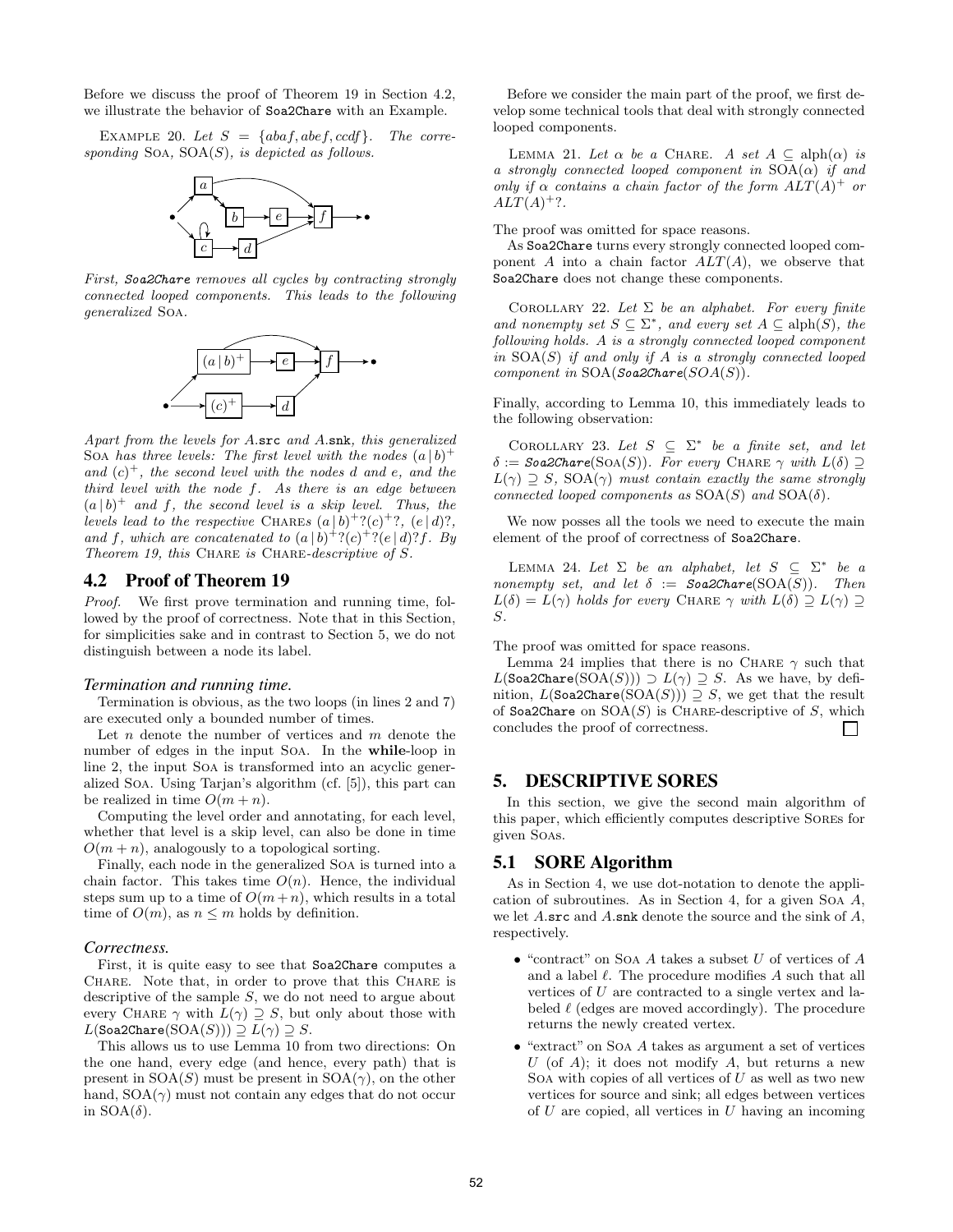Before we discuss the proof of Theorem 19 in Section 4.2, we illustrate the behavior of Soa2Chare with an Example.

EXAMPLE 20. *Let $S = \{abaf, abef, ccdf\}$. The corresponding* SOA*,* SOA$(S)$*, is depicted as follows.*

*First, Soa2Chare removes all cycles by contracting strongly connected looped components. This leads to the following generalized* SOA*.*

*Apart from the levels for $A$.*src *and $A$.*snk*, this generalized* SOA *has three levels: The first level with the nodes $(a \mid b)^+$ and $(c)^+$, the second level with the nodes $d$ and $e$, and the third level with the node $f$. As there is an edge between $(a \mid b)^+$ and $f$, the second level is a skip level. Thus, the levels lead to the respective* CHAREs *$(a \mid b)^+?(c)^+?$, $(e \mid d)?$, and $f$, which are concatenated to $(a \mid b)^+?(c)^+?(e \mid d)?f$. By Theorem 19, this* CHARE *is* CHARE*-descriptive of $S$.*

## 4.2 Proof of Theorem 19

*Proof.* We first prove termination and running time, followed by the proof of correctness. Note that in this Section, for simplicities sake and in contrast to Section 5, we do not distinguish between a node its label.

### *Termination and running time.*

Termination is obvious, as the two loops (in lines 2 and 7) are executed only a bounded number of times.

Let $n$ denote the number of vertices and $m$ denote the number of edges in the input SOA. In the **while**-loop in line 2, the input SOA is transformed into an acyclic generalized SOA. Using Tarjan's algorithm (cf. [5]), this part can be realized in time $O(m + n)$.

Computing the level order and annotating, for each level, whether that level is a skip level, can also be done in time $O(m + n)$, analogously to a topological sorting.

Finally, each node in the generalized SOA is turned into a chain factor. This takes time $O(n)$. Hence, the individual steps sum up to a time of $O(m+n)$, which results in a total time of $O(m)$, as $n \leq m$ holds by definition.

### *Correctness.*

First, it is quite easy to see that Soa2Chare computes a CHARE. Note that, in order to prove that this CHARE is descriptive of the sample $S$, we do not need to argue about every CHARE $\gamma$ with $L(\gamma) \supseteq S$, but only about those with $L(\texttt{Soa2Chare}(\text{SOA}(S))) \supseteq L(\gamma) \supseteq S$.

This allows us to use Lemma 10 from two directions: On the one hand, every edge (and hence, every path) that is present in SOA$(S)$ must be present in SOA$(\gamma)$, on the other hand, SOA$(\gamma)$ must not contain any edges that do not occur in SOA$(\delta)$.

Before we consider the main part of the proof, we first develop some technical tools that deal with strongly connected looped components.

LEMMA 21. *Let $\alpha$ be a* CHARE*. A set $A \subseteq \text{alph}(\alpha)$ is a strongly connected looped component in* SOA$(\alpha)$ *if and only if $\alpha$ contains a chain factor of the form $ALT(A)^+$ or $ALT(A)^+?$.*

The proof was omitted for space reasons.

As Soa2Chare turns every strongly connected looped component $A$ into a chain factor $ALT(A)$, we observe that Soa2Chare does not change these components.

COROLLARY 22. *Let $\Sigma$ be an alphabet. For every finite and nonempty set $S \subseteq \Sigma^*$, and every set $A \subseteq \text{alph}(S)$, the following holds. $A$ is a strongly connected looped component in* SOA$(S)$ *if and only if $A$ is a strongly connected looped component in* SOA$(\textit{Soa2Chare}(SOA(S)))$.

Finally, according to Lemma 10, this immediately leads to the following observation:

COROLLARY 23. *Let $S \subseteq \Sigma^*$ be a finite set, and let $\delta := \textit{Soa2Chare}(\text{SOA}(S))$. For every* CHARE *$\gamma$ with $L(\delta) \supseteq L(\gamma) \supseteq S$,* SOA$(\gamma)$ *must contain exactly the same strongly connected looped components as* SOA$(S)$ *and* SOA$(\delta)$.

We now posses all the tools we need to execute the main element of the proof of correctness of Soa2Chare.

LEMMA 24. *Let $\Sigma$ be an alphabet, let $S \subseteq \Sigma^*$ be a nonempty set, and let $\delta := \textit{Soa2Chare}(\text{SOA}(S))$. Then $L(\delta) = L(\gamma)$ holds for every* CHARE *$\gamma$ with $L(\delta) \supseteq L(\gamma) \supseteq S$.*

The proof was omitted for space reasons.

Lemma 24 implies that there is no CHARE $\gamma$ such that $L(\texttt{Soa2Chare}(\text{SOA}(S))) \supset L(\gamma) \supseteq S$. As we have, by definition, $L(\texttt{Soa2Chare}(\text{SOA}(S))) \supseteq S$, we get that the result of Soa2Chare on SOA$(S)$ is CHARE-descriptive of $S$, which concludes the proof of correctness. □

# 5. DESCRIPTIVE SORES

In this section, we give the second main algorithm of this paper, which efficiently computes descriptive SOREs for given SOAs.

## 5.1 SORE Algorithm

As in Section 4, we use dot-notation to denote the application of subroutines. As in Section 4, for a given SOA $A$, we let $A$.src and $A$.snk denote the source and the sink of $A$, respectively.

- "contract" on SOA $A$ takes a subset $U$ of vertices of $A$ and a label $\ell$. The procedure modifies $A$ such that all vertices of $U$ are contracted to a single vertex and labeled $\ell$ (edges are moved accordingly). The procedure returns the newly created vertex.
- "extract" on SOA $A$ takes as argument a set of vertices $U$ (of $A$); it does not modify $A$, but returns a new SOA with copies of all vertices of $U$ as well as two new vertices for source and sink; all edges between vertices of $U$ are copied, all vertices in $U$ having an incoming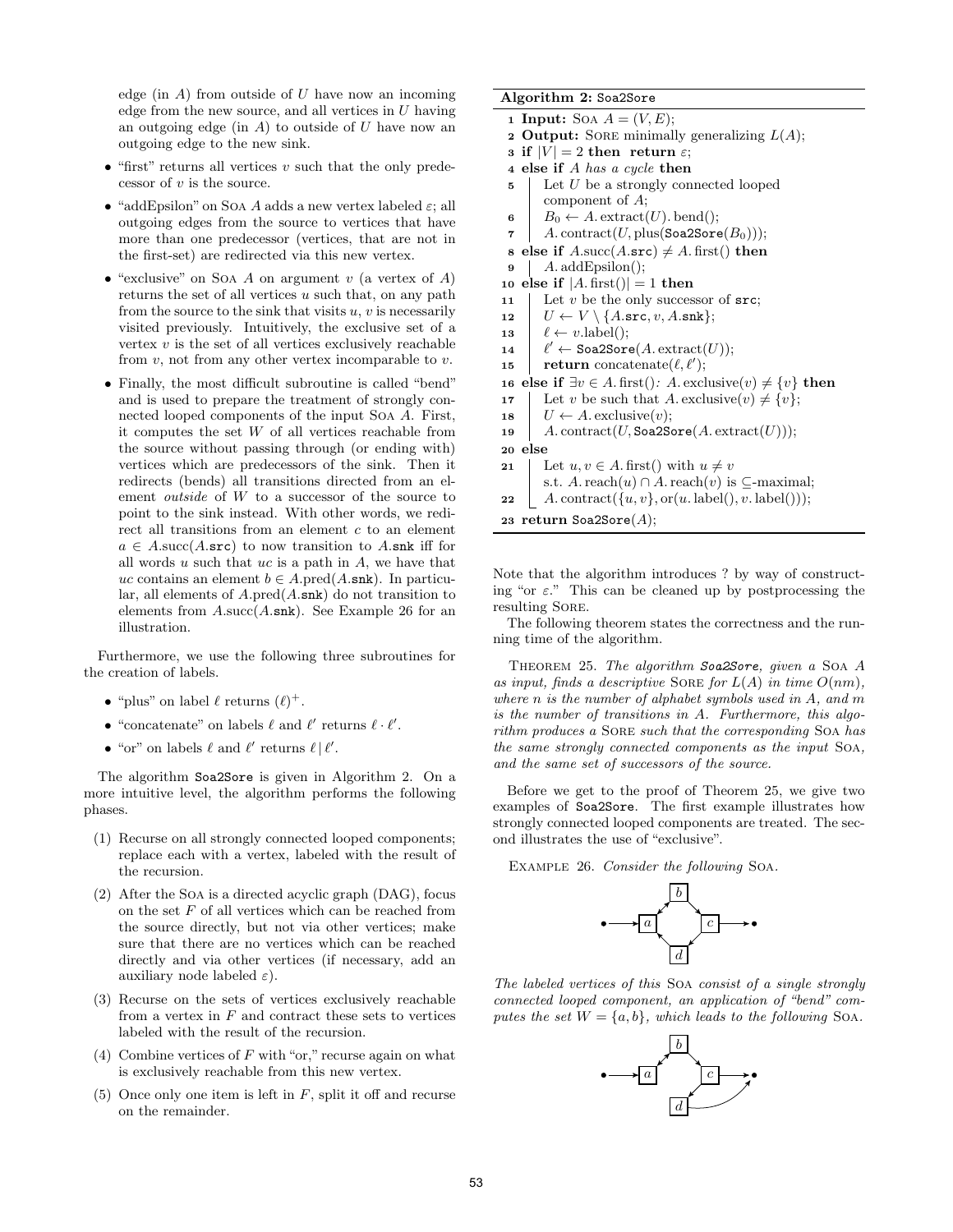edge (in $A$) from outside of $U$ have now an incoming edge from the new source, and all vertices in $U$ having an outgoing edge (in $A$) to outside of $U$ have now an outgoing edge to the new sink.

- "first" returns all vertices $v$ such that the only predecessor of $v$ is the source.
- "addEpsilon" on SOA $A$ adds a new vertex labeled $\varepsilon$; all outgoing edges from the source to vertices that have more than one predecessor (vertices, that are not in the first-set) are redirected via this new vertex.
- "exclusive" on SOA $A$ on argument $v$ (a vertex of $A$) returns the set of all vertices $u$ such that, on any path from the source to the sink that visits $u$, $v$ is necessarily visited previously. Intuitively, the exclusive set of a vertex $v$ is the set of all vertices exclusively reachable from $v$, not from any other vertex incomparable to $v$.
- Finally, the most difficult subroutine is called "bend" and is used to prepare the treatment of strongly connected looped components of the input SOA $A$. First, it computes the set $W$ of all vertices reachable from the source without passing through (or ending with) vertices which are predecessors of the sink. Then it redirects (bends) all transitions directed from an element *outside* of $W$ to a successor of the source to point to the sink instead. With other words, we redirect all transitions from an element $c$ to an element $a \in A.\text{succ}(A.\texttt{src})$ to now transition to $A.\texttt{snk}$ iff for all words $u$ such that $uc$ is a path in $A$, we have that $uc$ contains an element $b \in A.\text{pred}(A.\texttt{snk})$. In particular, all elements of $A.\text{pred}(A.\texttt{snk})$ do not transition to elements from $A.\text{succ}(A.\texttt{snk})$. See Example 26 for an illustration.

Furthermore, we use the following three subroutines for the creation of labels.

- "plus" on label $\ell$ returns $(\ell)^+$.
- "concatenate" on labels $\ell$ and $\ell'$ returns $\ell \cdot \ell'$.
- "or" on labels $\ell$ and $\ell'$ returns $\ell \,|\, \ell'$.

The algorithm Soa2Sore is given in Algorithm 2. On a more intuitive level, the algorithm performs the following phases.

(1) Recurse on all strongly connected looped components; replace each with a vertex, labeled with the result of the recursion.

(2) After the SOA is a directed acyclic graph (DAG), focus on the set $F$ of all vertices which can be reached from the source directly, but not via other vertices; make sure that there are no vertices which can be reached directly and via other vertices (if necessary, add an auxiliary node labeled $\varepsilon$).

(3) Recurse on the sets of vertices exclusively reachable from a vertex in $F$ and contract these sets to vertices labeled with the result of the recursion.

(4) Combine vertices of $F$ with "or," recurse again on what is exclusively reachable from this new vertex.

(5) Once only one item is left in $F$, split it off and recurse on the remainder.

**Algorithm 2:** Soa2Sore

```
1  Input: SOA A = (V, E);
2  Output: SORE minimally generalizing L(A);
3  if |V| = 2 then return ε;
4  else if A has a cycle then
5  |   Let U be a strongly connected looped
   |   component of A;
6  |   B0 ← A.extract(U).bend();
7  |   A.contract(U, plus(Soa2Sore(B0)));
8  else if A.succ(A.src) ≠ A.first() then
9  |   A.addEpsilon();
10 else if |A.first()| = 1 then
11 |   Let v be the only successor of src;
12 |   U ← V \ {A.src, v, A.snk};
13 |   ℓ ← v.label();
14 |   ℓ' ← Soa2Sore(A.extract(U));
15 |   return concatenate(ℓ, ℓ');
16 else if ∃v ∈ A.first(): A.exclusive(v) ≠ {v} then
17 |   Let v be such that A.exclusive(v) ≠ {v};
18 |   U ← A.exclusive(v);
19 |   A.contract(U, Soa2Sore(A.extract(U)));
20 else
21 |   Let u, v ∈ A.first() with u ≠ v
   |   s.t. A.reach(u) ∩ A.reach(v) is ⊆-maximal;
22 |   A.contract({u, v}, or(u.label(), v.label()));
23 return Soa2Sore(A);
```

Note that the algorithm introduces ? by way of constructing "or $\varepsilon$." This can be cleaned up by postprocessing the resulting SORE.

The following theorem states the correctness and the running time of the algorithm.

THEOREM 25. *The algorithm* **Soa2Sore***, given a* SOA $A$ *as input, finds a descriptive* SORE *for* $L(A)$ *in time* $O(nm)$*, where* $n$ *is the number of alphabet symbols used in* $A$*, and* $m$ *is the number of transitions in* $A$*. Furthermore, this algorithm produces a* SORE *such that the corresponding* SOA *has the same strongly connected components as the input* SOA*, and the same set of successors of the source.*

Before we get to the proof of Theorem 25, we give two examples of Soa2Sore. The first example illustrates how strongly connected looped components are treated. The second illustrates the use of "exclusive".

EXAMPLE 26. *Consider the following* SOA.

*The labeled vertices of this* SOA *consist of a single strongly connected looped component, an application of "bend" computes the set* $W = \{a, b\}$*, which leads to the following* SOA.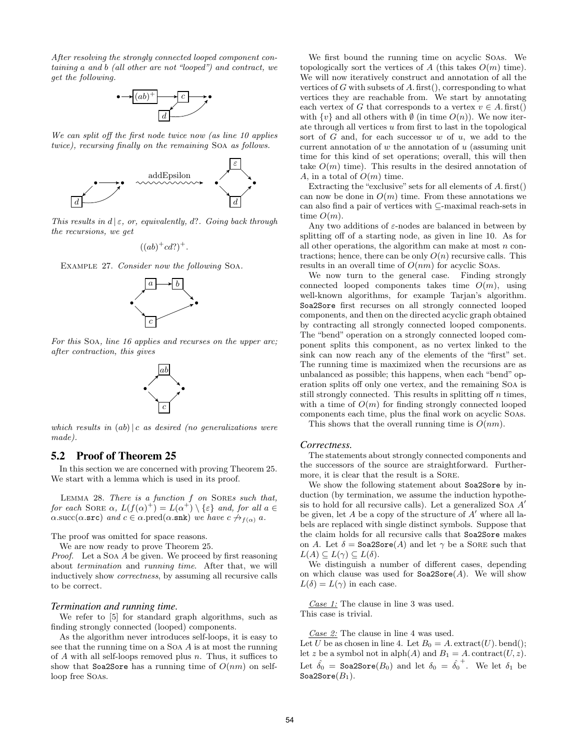*After resolving the strongly connected looped component containing a and b (all other are not "looped") and contract, we get the following.*

*We can split off the first node twice now (as line 10 applies twice), recursing finally on the remaining* SOA *as follows.*

*This results in $d \mid \varepsilon$, or, equivalently, $d?$. Going back through the recursions, we get*

$$((ab)^{+}cd?)^{+}.$$

EXAMPLE 27. *Consider now the following* SOA.

*For this* SOA*, line 16 applies and recurses on the upper arc; after contraction, this gives*

*which results in $(ab) \mid c$ as desired (no generalizations were made).*

## 5.2 Proof of Theorem 25

In this section we are concerned with proving Theorem 25. We start with a lemma which is used in its proof.

LEMMA 28. *There is a function $f$ on* SOREs *such that, for each* SORE *$\alpha$, $L(f(\alpha)^{+}) = L(\alpha^{+}) \setminus \{\varepsilon\}$ and, for all $a \in \alpha.\text{succ}(\alpha.\texttt{src})$ and $c \in \alpha.\text{pred}(\alpha.\texttt{snk})$ we have $c \not\to_{f(\alpha)} a$.*

The proof was omitted for space reasons.

We are now ready to prove Theorem 25.

*Proof.* Let a SOA $A$ be given. We proceed by first reasoning about *termination* and *running time*. After that, we will inductively show *correctness*, by assuming all recursive calls to be correct.

### Termination and running time.

We refer to [5] for standard graph algorithms, such as finding strongly connected (looped) components.

As the algorithm never introduces self-loops, it is easy to see that the running time on a SOA $A$ is at most the running of $A$ with all self-loops removed plus $n$. Thus, it suffices to show that `Soa2Sore` has a running time of $O(nm)$ on self-loop free SOAs.

We first bound the running time on acyclic SOAs. We topologically sort the vertices of $A$ (this takes $O(m)$ time). We will now iteratively construct and annotation of all the vertices of $G$ with subsets of $A.\text{first}()$, corresponding to what vertices they are reachable from. We start by annotating each vertex of $G$ that corresponds to a vertex $v \in A.\text{first}()$ with $\{v\}$ and all others with $\emptyset$ (in time $O(n)$). We now iterate through all vertices $u$ from first to last in the topological sort of $G$ and, for each successor $w$ of $u$, we add to the current annotation of $w$ the annotation of $u$ (assuming unit time for this kind of set operations; overall, this will then take $O(m)$ time). This results in the desired annotation of $A$, in a total of $O(m)$ time.

Extracting the "exclusive" sets for all elements of $A.\text{first}()$ can now be done in $O(m)$ time. From these annotations we can also find a pair of vertices with $\subseteq$-maximal reach-sets in time $O(m)$.

Any two additions of $\varepsilon$-nodes are balanced in between by splitting off of a starting node, as given in line 10. As for all other operations, the algorithm can make at most $n$ contractions; hence, there can be only $O(n)$ recursive calls. This results in an overall time of $O(nm)$ for acyclic SOAs.

We now turn to the general case. Finding strongly connected looped components takes time $O(m)$, using well-known algorithms, for example Tarjan's algorithm. `Soa2Sore` first recurses on all strongly connected looped components, and then on the directed acyclic graph obtained by contracting all strongly connected looped components. The "bend" operation on a strongly connected looped component splits this component, as no vertex linked to the sink can now reach any of the elements of the "first" set. The running time is maximized when the recursions are as unbalanced as possible; this happens, when each "bend" operation splits off only one vertex, and the remaining SOA is still strongly connected. This results in splitting off $n$ times, with a time of $O(m)$ for finding strongly connected looped components each time, plus the final work on acyclic SOAs.

This shows that the overall running time is $O(nm)$.

### Correctness.

The statements about strongly connected components and the successors of the source are straightforward. Furthermore, it is clear that the result is a SORE.

We show the following statement about `Soa2Sore` by induction (by termination, we assume the induction hypothesis to hold for all recursive calls). Let a generalized SOA $A'$ be given, let $A$ be a copy of the structure of $A'$ where all labels are replaced with single distinct symbols. Suppose that the claim holds for all recursive calls that `Soa2Sore` makes on $A$. Let $\delta = \texttt{Soa2Sore}(A)$ and let $\gamma$ be a SORE such that $L(A) \subseteq L(\gamma) \subseteq L(\delta)$.

We distinguish a number of different cases, depending on which clause was used for `Soa2Sore`$(A)$. We will show $L(\delta) = L(\gamma)$ in each case.

*Case 1:* The clause in line 3 was used.
This case is trivial.

*Case 2:* The clause in line 4 was used.
Let $U$ be as chosen in line 4. Let $B_0 = A.\text{extract}(U).\text{bend}()$; let $z$ be a symbol not in $\text{alph}(A)$ and $B_1 = A.\text{contract}(U, z)$. Let $\hat{\delta_0} = \texttt{Soa2Sore}(B_0)$ and let $\delta_0 = \hat{\delta_0}^{+}$. We let $\delta_1$ be `Soa2Sore`$(B_1)$.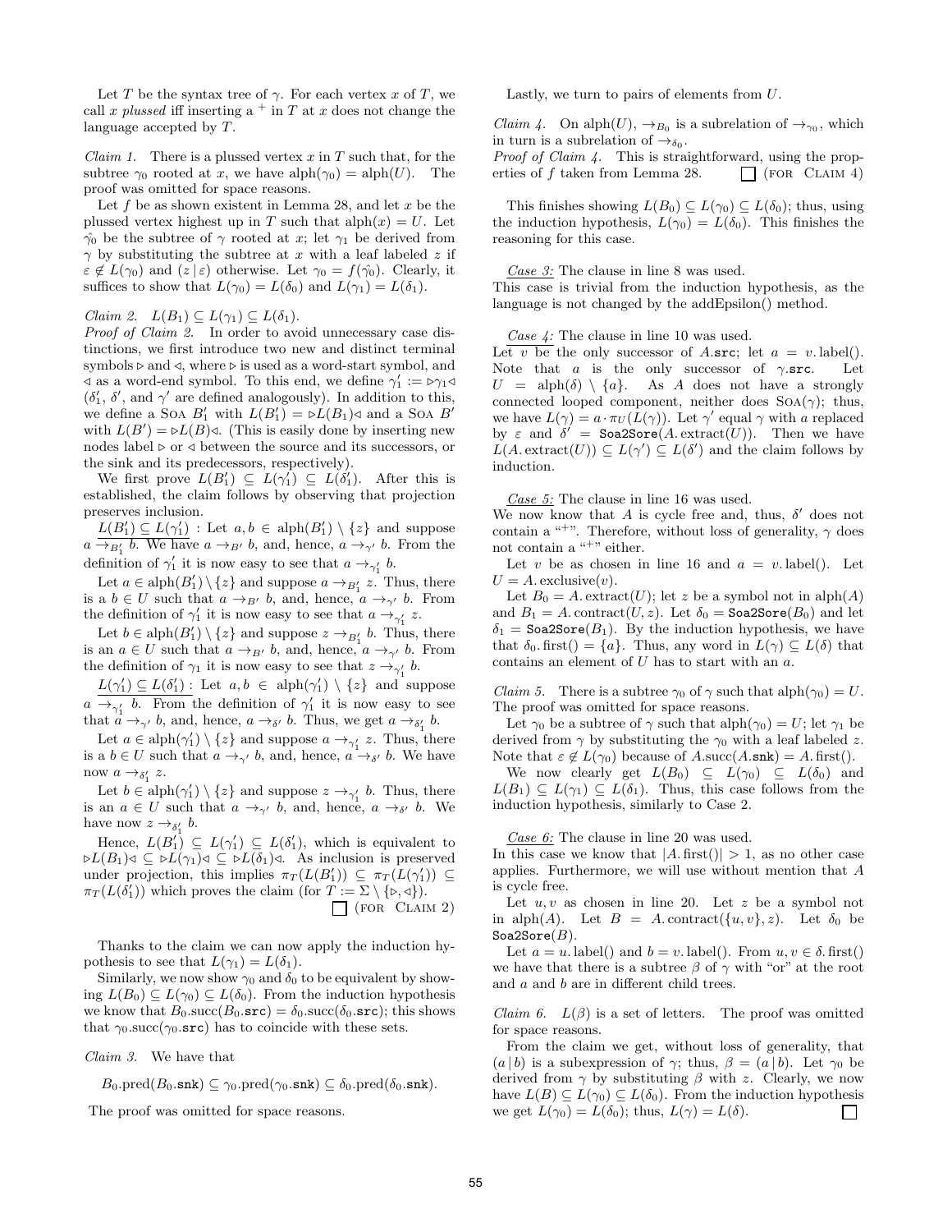Let $T$ be the syntax tree of $\gamma$. For each vertex $x$ of $T$, we call $x$ *plussed* iff inserting a $^+$ in $T$ at $x$ does not change the language accepted by $T$.

*Claim 1.* There is a plussed vertex $x$ in $T$ such that, for the subtree $\gamma_0$ rooted at $x$, we have $\text{alph}(\gamma_0) = \text{alph}(U)$. The proof was omitted for space reasons.

Let $f$ be as shown existent in Lemma 28, and let $x$ be the plussed vertex highest up in $T$ such that $\text{alph}(x) = U$. Let $\hat{\gamma_0}$ be the subtree of $\gamma$ rooted at $x$; let $\gamma_1$ be derived from $\gamma$ by substituting the subtree at $x$ with a leaf labeled $z$ if $\varepsilon \notin L(\gamma_0)$ and $(z \,|\, \varepsilon)$ otherwise. Let $\gamma_0 = f(\hat{\gamma_0})$. Clearly, it suffices to show that $L(\gamma_0) = L(\delta_0)$ and $L(\gamma_1) = L(\delta_1)$.

*Claim 2.* $L(B_1) \subseteq L(\gamma_1) \subseteq L(\delta_1)$.

*Proof of Claim 2.* In order to avoid unnecessary case distinctions, we first introduce two new and distinct terminal symbols $\triangleright$ and $\triangleleft$, where $\triangleright$ is used as a word-start symbol, and $\triangleleft$ as a word-end symbol. To this end, we define $\gamma_1' := \triangleright\gamma_1\triangleleft$ ($\delta_1'$, $\delta'$, and $\gamma'$ are defined analogously). In addition to this, we define a Soa $B_1'$ with $L(B_1') = \triangleright L(B_1)\triangleleft$ and a Soa $B'$ with $L(B') = \triangleright L(B)\triangleleft$. (This is easily done by inserting new nodes label $\triangleright$ or $\triangleleft$ between the source and its successors, or the sink and its predecessors, respectively).

We first prove $L(B_1') \subseteq L(\gamma_1') \subseteq L(\delta_1')$. After this is established, the claim follows by observing that projection preserves inclusion.

$\underline{L(B_1') \subseteq L(\gamma_1')}$ : Let $a, b \in \text{alph}(B_1') \setminus \{z\}$ and suppose $a \to_{B_1'} b$. We have $a \to_{B'} b$, and, hence, $a \to_{\gamma'} b$. From the definition of $\gamma_1'$ it is now easy to see that $a \to_{\gamma_1'} b$.

Let $a \in \text{alph}(B_1') \setminus \{z\}$ and suppose $a \to_{B_1'} z$. Thus, there is a $b \in U$ such that $a \to_{B'} b$, and, hence, $a \to_{\gamma'} b$. From the definition of $\gamma_1'$ it is now easy to see that $a \to_{\gamma_1'} z$.

Let $b \in \text{alph}(B_1') \setminus \{z\}$ and suppose $z \to_{B_1'} b$. Thus, there is an $a \in U$ such that $a \to_{B'} b$, and, hence, $a \to_{\gamma'} b$. From the definition of $\gamma_1$ it is now easy to see that $z \to_{\gamma_1'} b$.

$\underline{L(\gamma_1') \subseteq L(\delta_1')}$ : Let $a, b \in \text{alph}(\gamma_1') \setminus \{z\}$ and suppose $a \to_{\gamma_1'} b$. From the definition of $\gamma_1'$ it is now easy to see that $a \to_{\gamma'} b$, and, hence, $a \to_{\delta'} b$. Thus, we get $a \to_{\delta_1'} b$.

Let $a \in \text{alph}(\gamma_1') \setminus \{z\}$ and suppose $a \to_{\gamma_1'} z$. Thus, there is a $b \in U$ such that $a \to_{\gamma'} b$, and, hence, $a \to_{\delta'} b$. We have now $a \to_{\delta_1'} z$.

Let $b \in \text{alph}(\gamma_1') \setminus \{z\}$ and suppose $z \to_{\gamma_1'} b$. Thus, there is an $a \in U$ such that $a \to_{\gamma'} b$, and, hence, $a \to_{\delta'} b$. We have now $z \to_{\delta_1'} b$.

Hence, $L(B_1') \subseteq L(\gamma_1') \subseteq L(\delta_1')$, which is equivalent to $\triangleright L(B_1)\triangleleft \subseteq \triangleright L(\gamma_1)\triangleleft \subseteq \triangleright L(\delta_1)\triangleleft$. As inclusion is preserved under projection, this implies $\pi_T(L(B_1')) \subseteq \pi_T(L(\gamma_1')) \subseteq \pi_T(L(\delta_1'))$ which proves the claim (for $T := \Sigma \setminus \{\triangleright, \triangleleft\}$).
□ (for Claim 2)

Thanks to the claim we can now apply the induction hypothesis to see that $L(\gamma_1) = L(\delta_1)$.

Similarly, we now show $\gamma_0$ and $\delta_0$ to be equivalent by showing $L(B_0) \subseteq L(\gamma_0) \subseteq L(\delta_0)$. From the induction hypothesis we know that $B_0.\text{succ}(B_0.\texttt{src}) = \delta_0.\text{succ}(\delta_0.\texttt{src})$; this shows that $\gamma_0.\text{succ}(\gamma_0.\texttt{src})$ has to coincide with these sets.

*Claim 3.* We have that

$$B_0.\text{pred}(B_0.\texttt{snk}) \subseteq \gamma_0.\text{pred}(\gamma_0.\texttt{snk}) \subseteq \delta_0.\text{pred}(\delta_0.\texttt{snk}).$$

The proof was omitted for space reasons.

Lastly, we turn to pairs of elements from $U$.

*Claim 4.* On $\text{alph}(U)$, $\to_{B_0}$ is a subrelation of $\to_{\gamma_0}$, which in turn is a subrelation of $\to_{\delta_0}$.

*Proof of Claim 4.* This is straightforward, using the properties of $f$ taken from Lemma 28. □ (for Claim 4)

This finishes showing $L(B_0) \subseteq L(\gamma_0) \subseteq L(\delta_0)$; thus, using the induction hypothesis, $L(\gamma_0) = L(\delta_0)$. This finishes the reasoning for this case.

*Case 3:* The clause in line 8 was used.
This case is trivial from the induction hypothesis, as the language is not changed by the addEpsilon() method.

*Case 4:* The clause in line 10 was used.
Let $v$ be the only successor of $A.\texttt{src}$; let $a = v.\text{label}()$. Note that $a$ is the only successor of $\gamma.\texttt{src}$. Let $U = \text{alph}(\delta) \setminus \{a\}$. As $A$ does not have a strongly connected looped component, neither does $\text{Soa}(\gamma)$; thus, we have $L(\gamma) = a \cdot \pi_U(L(\gamma))$. Let $\gamma'$ equal $\gamma$ with $a$ replaced by $\varepsilon$ and $\delta' = \texttt{Soa2Sore}(A.\text{extract}(U))$. Then we have $L(A.\text{extract}(U)) \subseteq L(\gamma') \subseteq L(\delta')$ and the claim follows by induction.

*Case 5:* The clause in line 16 was used.
We now know that $A$ is cycle free and, thus, $\delta'$ does not contain a "$^+$". Therefore, without loss of generality, $\gamma$ does not contain a "$^+$" either.

Let $v$ be as chosen in line 16 and $a = v.\text{label}()$. Let $U = A.\text{exclusive}(v)$.

Let $B_0 = A.\text{extract}(U)$; let $z$ be a symbol not in $\text{alph}(A)$ and $B_1 = A.\text{contract}(U, z)$. Let $\delta_0 = \texttt{Soa2Sore}(B_0)$ and let $\delta_1 = \texttt{Soa2Sore}(B_1)$. By the induction hypothesis, we have that $\delta_0.\text{first}() = \{a\}$. Thus, any word in $L(\gamma) \subseteq L(\delta)$ that contains an element of $U$ has to start with an $a$.

*Claim 5.* There is a subtree $\gamma_0$ of $\gamma$ such that $\text{alph}(\gamma_0) = U$. The proof was omitted for space reasons.

Let $\gamma_0$ be a subtree of $\gamma$ such that $\text{alph}(\gamma_0) = U$; let $\gamma_1$ be derived from $\gamma$ by substituting the $\gamma_0$ with a leaf labeled $z$. Note that $\varepsilon \notin L(\gamma_0)$ because of $A.\text{succ}(A.\texttt{snk}) = A.\text{first}()$.

We now clearly get $L(B_0) \subseteq L(\gamma_0) \subseteq L(\delta_0)$ and $L(B_1) \subseteq L(\gamma_1) \subseteq L(\delta_1)$. Thus, this case follows from the induction hypothesis, similarly to Case 2.

*Case 6:* The clause in line 20 was used.
In this case we know that $|A.\text{first}()| > 1$, as no other case applies. Furthermore, we will use without mention that $A$ is cycle free.

Let $u, v$ as chosen in line 20. Let $z$ be a symbol not in $\text{alph}(A)$. Let $B = A.\text{contract}(\{u, v\}, z)$. Let $\delta_0$ be $\texttt{Soa2Sore}(B)$.

Let $a = u.\text{label}()$ and $b = v.\text{label}()$. From $u, v \in \delta.\text{first}()$ we have that there is a subtree $\beta$ of $\gamma$ with "or" at the root and $a$ and $b$ are in different child trees.

*Claim 6.* $L(\beta)$ is a set of letters. The proof was omitted for space reasons.

From the claim we get, without loss of generality, that $(a \,|\, b)$ is a subexpression of $\gamma$; thus, $\beta = (a \,|\, b)$. Let $\gamma_0$ be derived from $\gamma$ by substituting $\beta$ with $z$. Clearly, we now have $L(B) \subseteq L(\gamma_0) \subseteq L(\delta_0)$. From the induction hypothesis we get $L(\gamma_0) = L(\delta_0)$; thus, $L(\gamma) = L(\delta)$. □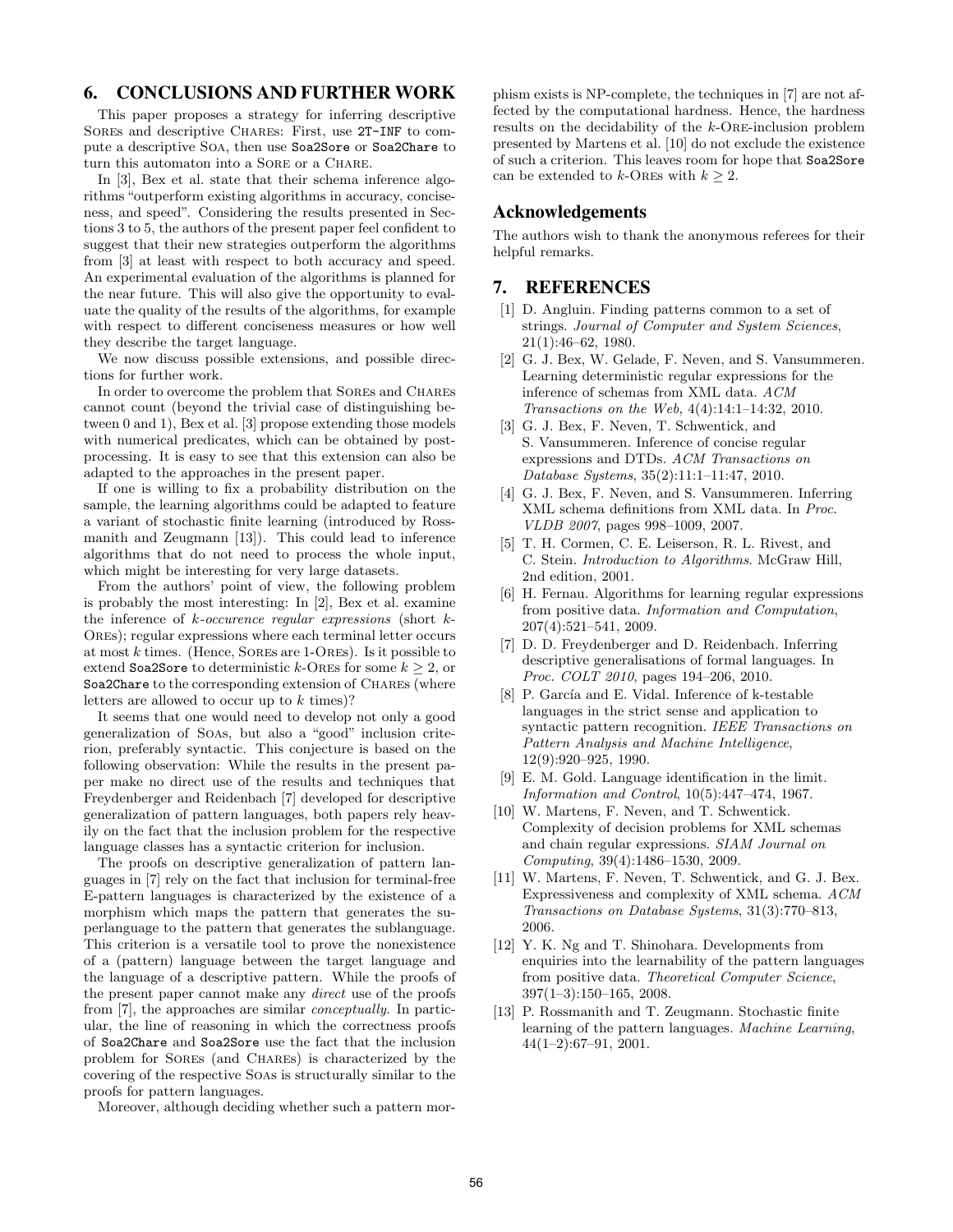## 6. CONCLUSIONS AND FURTHER WORK

This paper proposes a strategy for inferring descriptive SORES and descriptive CHARES: First, use `2T-INF` to compute a descriptive SOA, then use `Soa2Sore` or `Soa2Chare` to turn this automaton into a SORE or a CHARE.

In [3], Bex et al. state that their schema inference algorithms "outperform existing algorithms in accuracy, conciseness, and speed". Considering the results presented in Sections 3 to 5, the authors of the present paper feel confident to suggest that their new strategies outperform the algorithms from [3] at least with respect to both accuracy and speed. An experimental evaluation of the algorithms is planned for the near future. This will also give the opportunity to evaluate the quality of the results of the algorithms, for example with respect to different conciseness measures or how well they describe the target language.

We now discuss possible extensions, and possible directions for further work.

In order to overcome the problem that SORES and CHARES cannot count (beyond the trivial case of distinguishing between 0 and 1), Bex et al. [3] propose extending those models with numerical predicates, which can be obtained by postprocessing. It is easy to see that this extension can also be adapted to the approaches in the present paper.

If one is willing to fix a probability distribution on the sample, the learning algorithms could be adapted to feature a variant of stochastic finite learning (introduced by Rossmanith and Zeugmann [13]). This could lead to inference algorithms that do not need to process the whole input, which might be interesting for very large datasets.

From the authors' point of view, the following problem is probably the most interesting: In [2], Bex et al. examine the inference of *$k$-occurence regular expressions* (short $k$-ORES); regular expressions where each terminal letter occurs at most $k$ times. (Hence, SORES are 1-ORES). Is it possible to extend `Soa2Sore` to deterministic $k$-ORES for some $k \geq 2$, or `Soa2Chare` to the corresponding extension of CHARES (where letters are allowed to occur up to $k$ times)?

It seems that one would need to develop not only a good generalization of SOAS, but also a "good" inclusion criterion, preferably syntactic. This conjecture is based on the following observation: While the results in the present paper make no direct use of the results and techniques that Freydenberger and Reidenbach [7] developed for descriptive generalization of pattern languages, both papers rely heavily on the fact that the inclusion problem for the respective language classes has a syntactic criterion for inclusion.

The proofs on descriptive generalization of pattern languages in [7] rely on the fact that inclusion for terminal-free E-pattern languages is characterized by the existence of a morphism which maps the pattern that generates the superlanguage to the pattern that generates the sublanguage. This criterion is a versatile tool to prove the nonexistence of a (pattern) language between the target language and the language of a descriptive pattern. While the proofs of the present paper cannot make any *direct* use of the proofs from [7], the approaches are similar *conceptually*. In particular, the line of reasoning in which the correctness proofs of `Soa2Chare` and `Soa2Sore` use the fact that the inclusion problem for SORES (and CHARES) is characterized by the covering of the respective SOAS is structurally similar to the proofs for pattern languages.

Moreover, although deciding whether such a pattern morphism exists is NP-complete, the techniques in [7] are not affected by the computational hardness. Hence, the hardness results on the decidability of the $k$-ORE-inclusion problem presented by Martens et al. [10] do not exclude the existence of such a criterion. This leaves room for hope that `Soa2Sore` can be extended to $k$-ORES with $k \geq 2$.

## Acknowledgements

The authors wish to thank the anonymous referees for their helpful remarks.

## 7. REFERENCES

[1] D. Angluin. Finding patterns common to a set of strings. *Journal of Computer and System Sciences*, 21(1):46–62, 1980.

[2] G. J. Bex, W. Gelade, F. Neven, and S. Vansummeren. Learning deterministic regular expressions for the inference of schemas from XML data. *ACM Transactions on the Web*, 4(4):14:1–14:32, 2010.

[3] G. J. Bex, F. Neven, T. Schwentick, and S. Vansummeren. Inference of concise regular expressions and DTDs. *ACM Transactions on Database Systems*, 35(2):11:1–11:47, 2010.

[4] G. J. Bex, F. Neven, and S. Vansummeren. Inferring XML schema definitions from XML data. In *Proc. VLDB 2007*, pages 998–1009, 2007.

[5] T. H. Cormen, C. E. Leiserson, R. L. Rivest, and C. Stein. *Introduction to Algorithms*. McGraw Hill, 2nd edition, 2001.

[6] H. Fernau. Algorithms for learning regular expressions from positive data. *Information and Computation*, 207(4):521–541, 2009.

[7] D. D. Freydenberger and D. Reidenbach. Inferring descriptive generalisations of formal languages. In *Proc. COLT 2010*, pages 194–206, 2010.

[8] P. García and E. Vidal. Inference of k-testable languages in the strict sense and application to syntactic pattern recognition. *IEEE Transactions on Pattern Analysis and Machine Intelligence*, 12(9):920–925, 1990.

[9] E. M. Gold. Language identification in the limit. *Information and Control*, 10(5):447–474, 1967.

[10] W. Martens, F. Neven, and T. Schwentick. Complexity of decision problems for XML schemas and chain regular expressions. *SIAM Journal on Computing*, 39(4):1486–1530, 2009.

[11] W. Martens, F. Neven, T. Schwentick, and G. J. Bex. Expressiveness and complexity of XML schema. *ACM Transactions on Database Systems*, 31(3):770–813, 2006.

[12] Y. K. Ng and T. Shinohara. Developments from enquiries into the learnability of the pattern languages from positive data. *Theoretical Computer Science*, 397(1–3):150–165, 2008.

[13] P. Rossmanith and T. Zeugmann. Stochastic finite learning of the pattern languages. *Machine Learning*, 44(1–2):67–91, 2001.